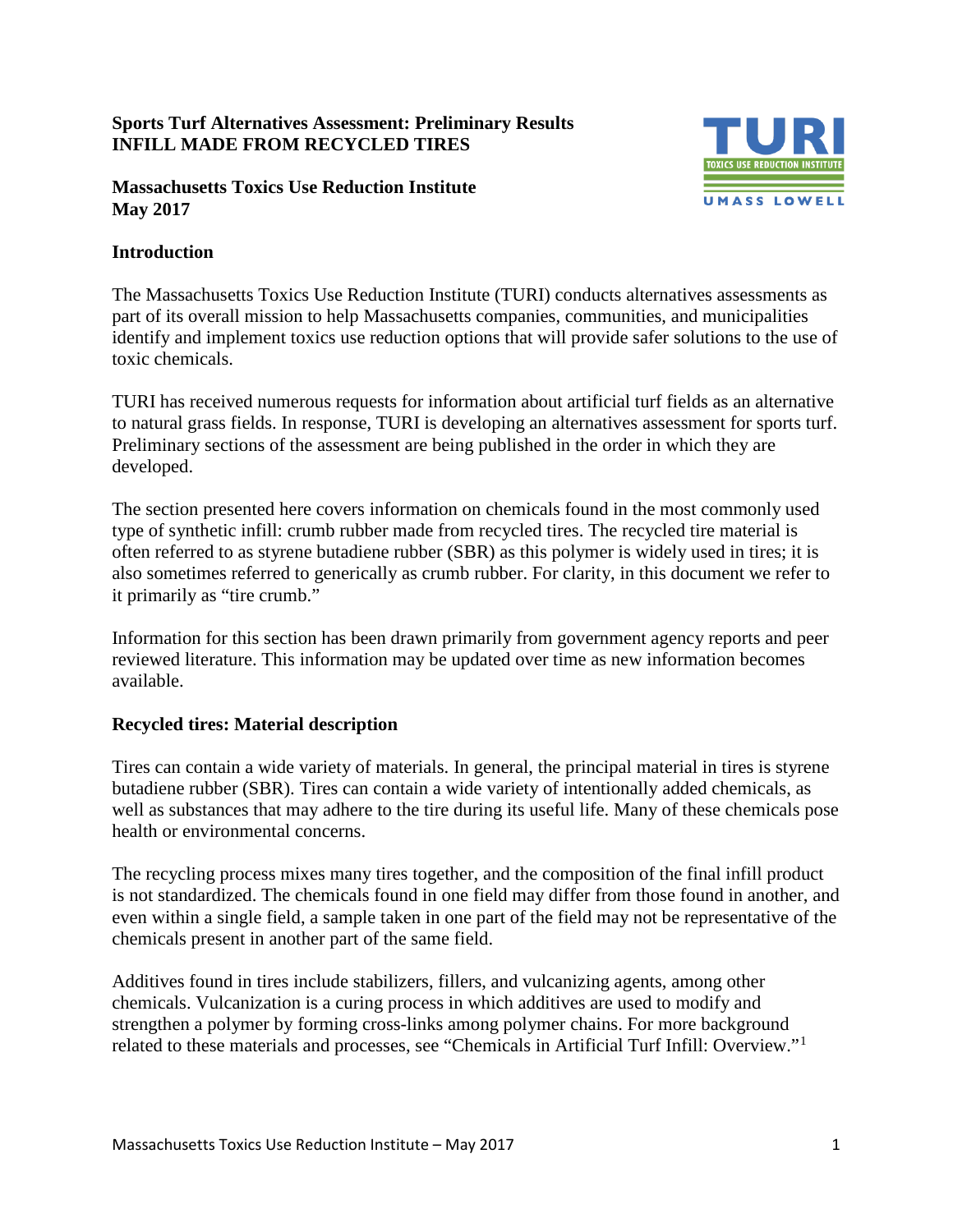**Sports Turf Alternatives Assessment: Preliminary Results**
**INFILL MADE FROM RECYCLED TIRES**

**Massachusetts Toxics Use Reduction Institute**
**May 2017**

## Introduction

The Massachusetts Toxics Use Reduction Institute (TURI) conducts alternatives assessments as part of its overall mission to help Massachusetts companies, communities, and municipalities identify and implement toxics use reduction options that will provide safer solutions to the use of toxic chemicals.

TURI has received numerous requests for information about artificial turf fields as an alternative to natural grass fields. In response, TURI is developing an alternatives assessment for sports turf. Preliminary sections of the assessment are being published in the order in which they are developed.

The section presented here covers information on chemicals found in the most commonly used type of synthetic infill: crumb rubber made from recycled tires. The recycled tire material is often referred to as styrene butadiene rubber (SBR) as this polymer is widely used in tires; it is also sometimes referred to generically as crumb rubber. For clarity, in this document we refer to it primarily as "tire crumb."

Information for this section has been drawn primarily from government agency reports and peer reviewed literature. This information may be updated over time as new information becomes available.

## Recycled tires: Material description

Tires can contain a wide variety of materials. In general, the principal material in tires is styrene butadiene rubber (SBR). Tires can contain a wide variety of intentionally added chemicals, as well as substances that may adhere to the tire during its useful life. Many of these chemicals pose health or environmental concerns.

The recycling process mixes many tires together, and the composition of the final infill product is not standardized. The chemicals found in one field may differ from those found in another, and even within a single field, a sample taken in one part of the field may not be representative of the chemicals present in another part of the same field.

Additives found in tires include stabilizers, fillers, and vulcanizing agents, among other chemicals. Vulcanization is a curing process in which additives are used to modify and strengthen a polymer by forming cross-links among polymer chains. For more background related to these materials and processes, see "Chemicals in Artificial Turf Infill: Overview."[1]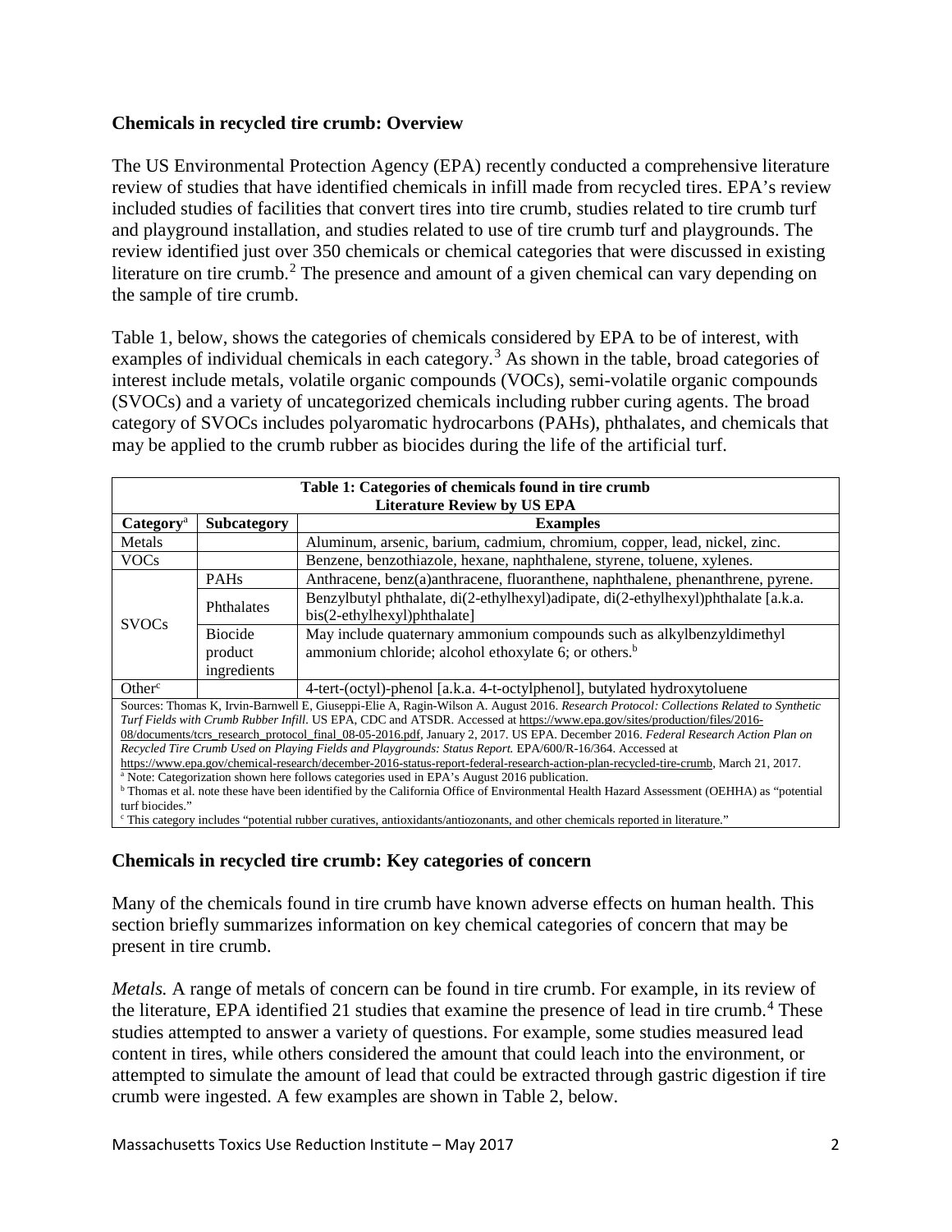**Chemicals in recycled tire crumb: Overview**

The US Environmental Protection Agency (EPA) recently conducted a comprehensive literature review of studies that have identified chemicals in infill made from recycled tires. EPA's review included studies of facilities that convert tires into tire crumb, studies related to tire crumb turf and playground installation, and studies related to use of tire crumb turf and playgrounds. The review identified just over 350 chemicals or chemical categories that were discussed in existing literature on tire crumb.[2] The presence and amount of a given chemical can vary depending on the sample of tire crumb.

Table 1, below, shows the categories of chemicals considered by EPA to be of interest, with examples of individual chemicals in each category.[3] As shown in the table, broad categories of interest include metals, volatile organic compounds (VOCs), semi-volatile organic compounds (SVOCs) and a variety of uncategorized chemicals including rubber curing agents. The broad category of SVOCs includes polyaromatic hydrocarbons (PAHs), phthalates, and chemicals that may be applied to the crumb rubber as biocides during the life of the artificial turf.

**Table 1: Categories of chemicals found in tire crumb**
**Literature Review by US EPA**

| Category[a] | Subcategory | Examples |
|---|---|---|
| Metals | | Aluminum, arsenic, barium, cadmium, chromium, copper, lead, nickel, zinc. |
| VOCs | | Benzene, benzothiazole, hexane, naphthalene, styrene, toluene, xylenes. |
| SVOCs | PAHs | Anthracene, benz(a)anthracene, fluoranthene, naphthalene, phenanthrene, pyrene. |
| | Phthalates | Benzylbutyl phthalate, di(2-ethylhexyl)adipate, di(2-ethylhexyl)phthalate [a.k.a. bis(2-ethylhexyl)phthalate] |
| | Biocide product ingredients | May include quaternary ammonium compounds such as alkylbenzyldimethyl ammonium chloride; alcohol ethoxylate 6; or others.[b] |
| Other[c] | | 4-tert-(octyl)-phenol [a.k.a. 4-t-octylphenol], butylated hydroxytoluene |

Sources: Thomas K, Irvin-Barnwell E, Giuseppi-Elie A, Ragin-Wilson A. August 2016. *Research Protocol: Collections Related to Synthetic Turf Fields with Crumb Rubber Infill*. US EPA, CDC and ATSDR. Accessed at https://www.epa.gov/sites/production/files/2016-08/documents/tcrs_research_protocol_final_08-05-2016.pdf, January 2, 2017. US EPA. December 2016. *Federal Research Action Plan on Recycled Tire Crumb Used on Playing Fields and Playgrounds: Status Report.* EPA/600/R-16/364. Accessed at https://www.epa.gov/chemical-research/december-2016-status-report-federal-research-action-plan-recycled-tire-crumb, March 21, 2017.

[a] Note: Categorization shown here follows categories used in EPA's August 2016 publication.

[b] Thomas et al. note these have been identified by the California Office of Environmental Health Hazard Assessment (OEHHA) as "potential turf biocides."

[c] This category includes "potential rubber curatives, antioxidants/antiozonants, and other chemicals reported in literature."

**Chemicals in recycled tire crumb: Key categories of concern**

Many of the chemicals found in tire crumb have known adverse effects on human health. This section briefly summarizes information on key chemical categories of concern that may be present in tire crumb.

*Metals.* A range of metals of concern can be found in tire crumb. For example, in its review of the literature, EPA identified 21 studies that examine the presence of lead in tire crumb.[4] These studies attempted to answer a variety of questions. For example, some studies measured lead content in tires, while others considered the amount that could leach into the environment, or attempted to simulate the amount of lead that could be extracted through gastric digestion if tire crumb were ingested. A few examples are shown in Table 2, below.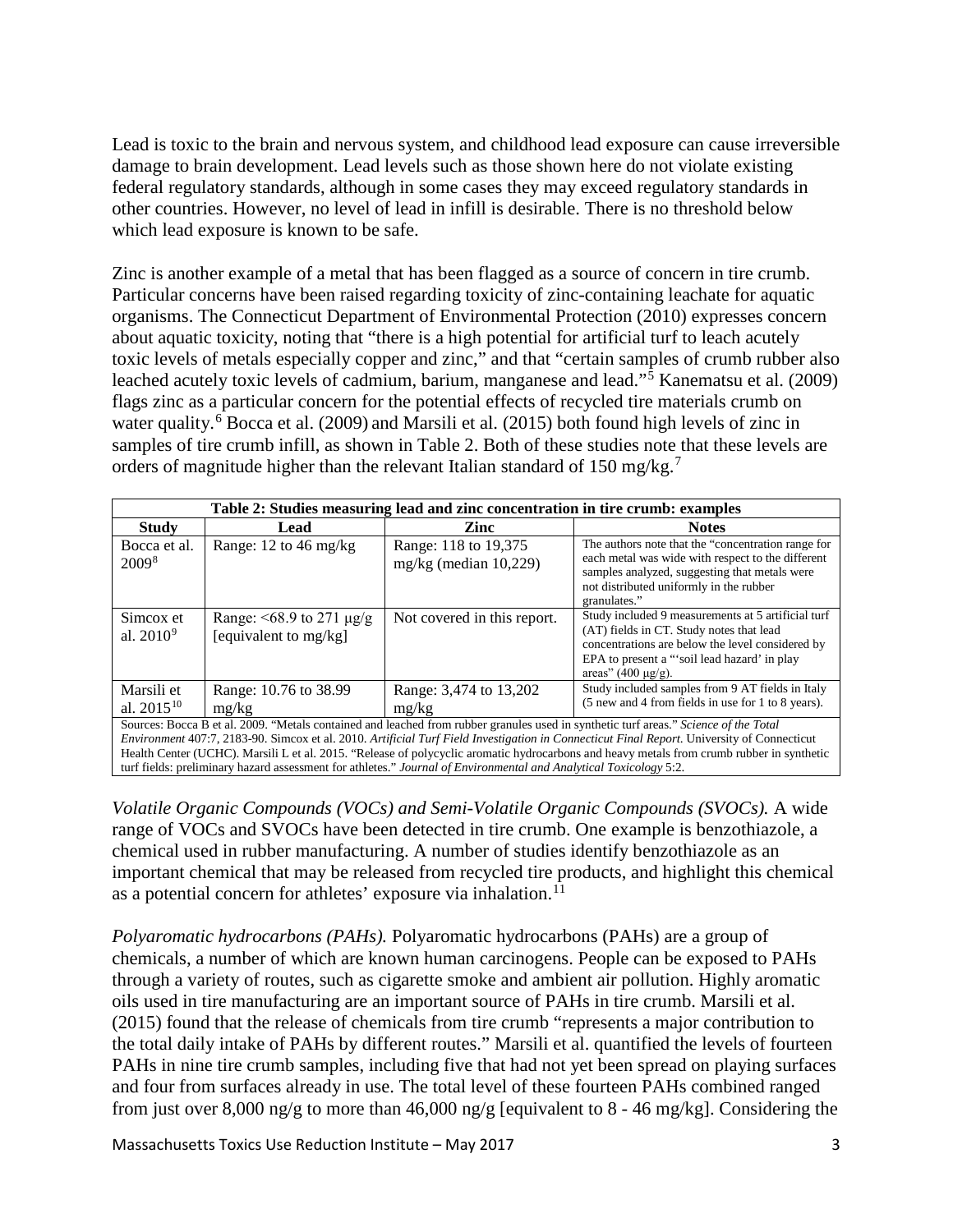Lead is toxic to the brain and nervous system, and childhood lead exposure can cause irreversible damage to brain development. Lead levels such as those shown here do not violate existing federal regulatory standards, although in some cases they may exceed regulatory standards in other countries. However, no level of lead in infill is desirable. There is no threshold below which lead exposure is known to be safe.

Zinc is another example of a metal that has been flagged as a source of concern in tire crumb. Particular concerns have been raised regarding toxicity of zinc-containing leachate for aquatic organisms. The Connecticut Department of Environmental Protection (2010) expresses concern about aquatic toxicity, noting that "there is a high potential for artificial turf to leach acutely toxic levels of metals especially copper and zinc," and that "certain samples of crumb rubber also leached acutely toxic levels of cadmium, barium, manganese and lead."[5] Kanematsu et al. (2009) flags zinc as a particular concern for the potential effects of recycled tire materials crumb on water quality.[6] Bocca et al. (2009) and Marsili et al. (2015) both found high levels of zinc in samples of tire crumb infill, as shown in Table 2. Both of these studies note that these levels are orders of magnitude higher than the relevant Italian standard of 150 mg/kg.[7]

| Table 2: Studies measuring lead and zinc concentration in tire crumb: examples | | | |
|---|---|---|---|
| **Study** | **Lead** | **Zinc** | **Notes** |
| Bocca et al. 2009[8] | Range: 12 to 46 mg/kg | Range: 118 to 19,375 mg/kg (median 10,229) | The authors note that the "concentration range for each metal was wide with respect to the different samples analyzed, suggesting that metals were not distributed uniformly in the rubber granulates." |
| Simcox et al. 2010[9] | Range: <68.9 to 271 μg/g [equivalent to mg/kg] | Not covered in this report. | Study included 9 measurements at 5 artificial turf (AT) fields in CT. Study notes that lead concentrations are below the level considered by EPA to present a "'soil lead hazard' in play areas" (400 μg/g). |
| Marsili et al. 2015[10] | Range: 10.76 to 38.99 mg/kg | Range: 3,474 to 13,202 mg/kg | Study included samples from 9 AT fields in Italy (5 new and 4 from fields in use for 1 to 8 years). |
| Sources: Bocca B et al. 2009. "Metals contained and leached from rubber granules used in synthetic turf areas." *Science of the Total Environment* 407:7, 2183-90. Simcox et al. 2010. *Artificial Turf Field Investigation in Connecticut Final Report*. University of Connecticut Health Center (UCHC). Marsili L et al. 2015. "Release of polycyclic aromatic hydrocarbons and heavy metals from crumb rubber in synthetic turf fields: preliminary hazard assessment for athletes." *Journal of Environmental and Analytical Toxicology* 5:2. | | | |

*Volatile Organic Compounds (VOCs) and Semi-Volatile Organic Compounds (SVOCs).* A wide range of VOCs and SVOCs have been detected in tire crumb. One example is benzothiazole, a chemical used in rubber manufacturing. A number of studies identify benzothiazole as an important chemical that may be released from recycled tire products, and highlight this chemical as a potential concern for athletes' exposure via inhalation.[11]

*Polyaromatic hydrocarbons (PAHs).* Polyaromatic hydrocarbons (PAHs) are a group of chemicals, a number of which are known human carcinogens. People can be exposed to PAHs through a variety of routes, such as cigarette smoke and ambient air pollution. Highly aromatic oils used in tire manufacturing are an important source of PAHs in tire crumb. Marsili et al. (2015) found that the release of chemicals from tire crumb "represents a major contribution to the total daily intake of PAHs by different routes." Marsili et al. quantified the levels of fourteen PAHs in nine tire crumb samples, including five that had not yet been spread on playing surfaces and four from surfaces already in use. The total level of these fourteen PAHs combined ranged from just over 8,000 ng/g to more than 46,000 ng/g [equivalent to 8 - 46 mg/kg]. Considering the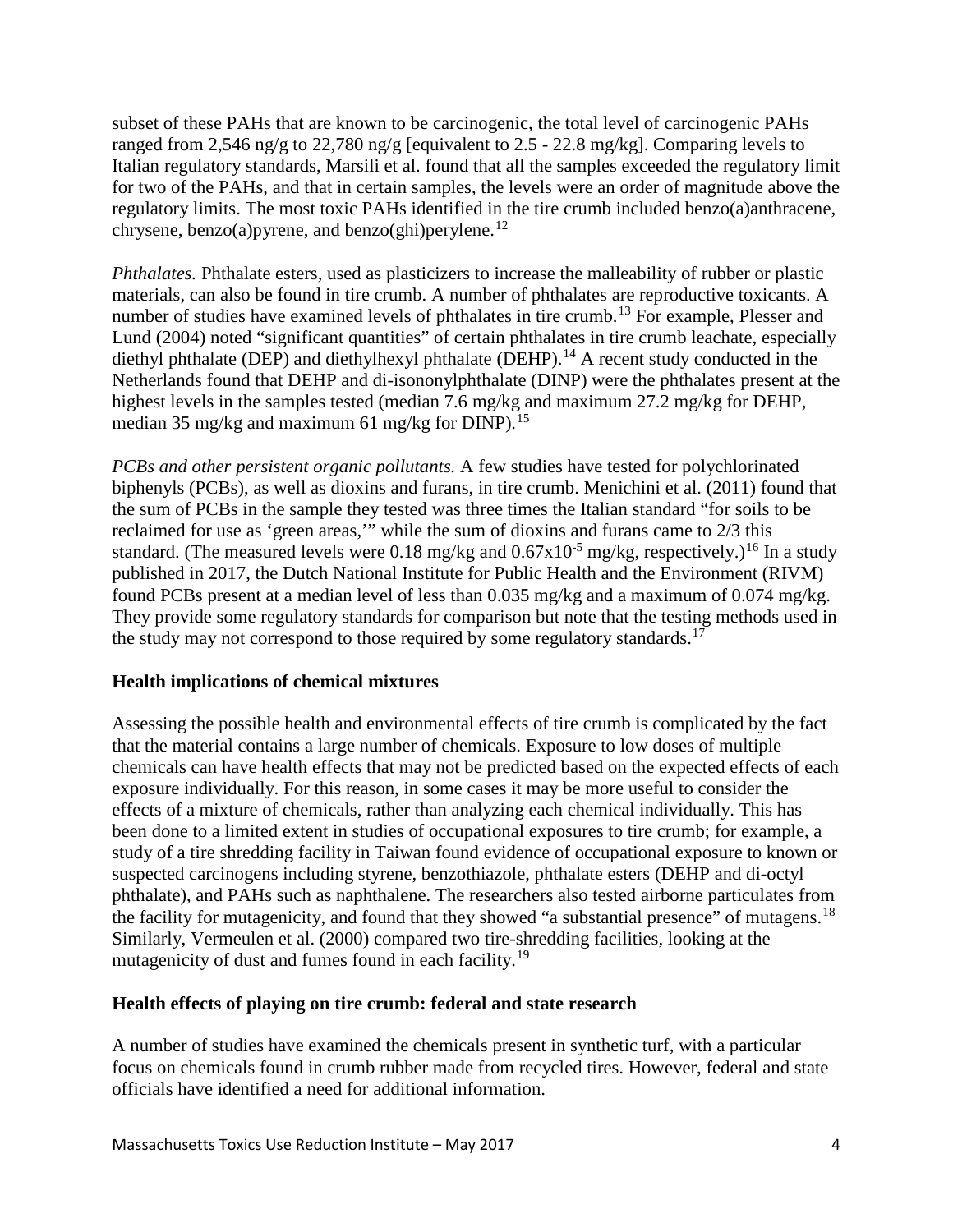subset of these PAHs that are known to be carcinogenic, the total level of carcinogenic PAHs ranged from 2,546 ng/g to 22,780 ng/g [equivalent to 2.5 - 22.8 mg/kg]. Comparing levels to Italian regulatory standards, Marsili et al. found that all the samples exceeded the regulatory limit for two of the PAHs, and that in certain samples, the levels were an order of magnitude above the regulatory limits. The most toxic PAHs identified in the tire crumb included benzo(a)anthracene, chrysene, benzo(a)pyrene, and benzo(ghi)perylene.[12]

*Phthalates.* Phthalate esters, used as plasticizers to increase the malleability of rubber or plastic materials, can also be found in tire crumb. A number of phthalates are reproductive toxicants. A number of studies have examined levels of phthalates in tire crumb.[13] For example, Plesser and Lund (2004) noted "significant quantities" of certain phthalates in tire crumb leachate, especially diethyl phthalate (DEP) and diethylhexyl phthalate (DEHP).[14] A recent study conducted in the Netherlands found that DEHP and di-isononylphthalate (DINP) were the phthalates present at the highest levels in the samples tested (median 7.6 mg/kg and maximum 27.2 mg/kg for DEHP, median 35 mg/kg and maximum 61 mg/kg for DINP).[15]

*PCBs and other persistent organic pollutants.* A few studies have tested for polychlorinated biphenyls (PCBs), as well as dioxins and furans, in tire crumb. Menichini et al. (2011) found that the sum of PCBs in the sample they tested was three times the Italian standard "for soils to be reclaimed for use as 'green areas,'" while the sum of dioxins and furans came to 2/3 this standard. (The measured levels were 0.18 mg/kg and $0.67 \times 10^{-5}$ mg/kg, respectively.)[16] In a study published in 2017, the Dutch National Institute for Public Health and the Environment (RIVM) found PCBs present at a median level of less than 0.035 mg/kg and a maximum of 0.074 mg/kg. They provide some regulatory standards for comparison but note that the testing methods used in the study may not correspond to those required by some regulatory standards.[17]

## Health implications of chemical mixtures

Assessing the possible health and environmental effects of tire crumb is complicated by the fact that the material contains a large number of chemicals. Exposure to low doses of multiple chemicals can have health effects that may not be predicted based on the expected effects of each exposure individually. For this reason, in some cases it may be more useful to consider the effects of a mixture of chemicals, rather than analyzing each chemical individually. This has been done to a limited extent in studies of occupational exposures to tire crumb; for example, a study of a tire shredding facility in Taiwan found evidence of occupational exposure to known or suspected carcinogens including styrene, benzothiazole, phthalate esters (DEHP and di-octyl phthalate), and PAHs such as naphthalene. The researchers also tested airborne particulates from the facility for mutagenicity, and found that they showed "a substantial presence" of mutagens.[18] Similarly, Vermeulen et al. (2000) compared two tire-shredding facilities, looking at the mutagenicity of dust and fumes found in each facility.[19]

## Health effects of playing on tire crumb: federal and state research

A number of studies have examined the chemicals present in synthetic turf, with a particular focus on chemicals found in crumb rubber made from recycled tires. However, federal and state officials have identified a need for additional information.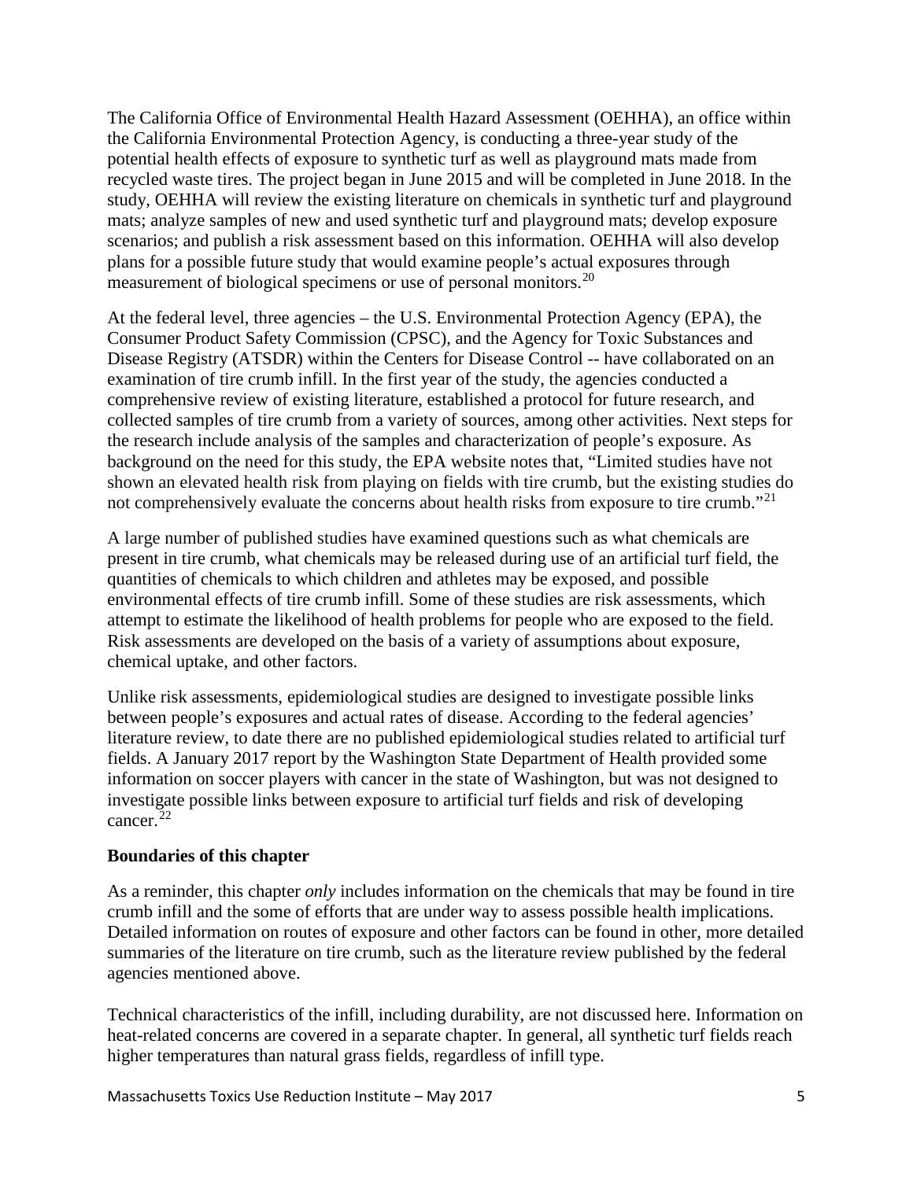The California Office of Environmental Health Hazard Assessment (OEHHA), an office within the California Environmental Protection Agency, is conducting a three-year study of the potential health effects of exposure to synthetic turf as well as playground mats made from recycled waste tires. The project began in June 2015 and will be completed in June 2018. In the study, OEHHA will review the existing literature on chemicals in synthetic turf and playground mats; analyze samples of new and used synthetic turf and playground mats; develop exposure scenarios; and publish a risk assessment based on this information. OEHHA will also develop plans for a possible future study that would examine people's actual exposures through measurement of biological specimens or use of personal monitors.[20]

At the federal level, three agencies – the U.S. Environmental Protection Agency (EPA), the Consumer Product Safety Commission (CPSC), and the Agency for Toxic Substances and Disease Registry (ATSDR) within the Centers for Disease Control -- have collaborated on an examination of tire crumb infill. In the first year of the study, the agencies conducted a comprehensive review of existing literature, established a protocol for future research, and collected samples of tire crumb from a variety of sources, among other activities. Next steps for the research include analysis of the samples and characterization of people's exposure. As background on the need for this study, the EPA website notes that, "Limited studies have not shown an elevated health risk from playing on fields with tire crumb, but the existing studies do not comprehensively evaluate the concerns about health risks from exposure to tire crumb."[21]

A large number of published studies have examined questions such as what chemicals are present in tire crumb, what chemicals may be released during use of an artificial turf field, the quantities of chemicals to which children and athletes may be exposed, and possible environmental effects of tire crumb infill. Some of these studies are risk assessments, which attempt to estimate the likelihood of health problems for people who are exposed to the field. Risk assessments are developed on the basis of a variety of assumptions about exposure, chemical uptake, and other factors.

Unlike risk assessments, epidemiological studies are designed to investigate possible links between people's exposures and actual rates of disease. According to the federal agencies' literature review, to date there are no published epidemiological studies related to artificial turf fields. A January 2017 report by the Washington State Department of Health provided some information on soccer players with cancer in the state of Washington, but was not designed to investigate possible links between exposure to artificial turf fields and risk of developing cancer.[22]

**Boundaries of this chapter**

As a reminder, this chapter *only* includes information on the chemicals that may be found in tire crumb infill and the some of efforts that are under way to assess possible health implications. Detailed information on routes of exposure and other factors can be found in other, more detailed summaries of the literature on tire crumb, such as the literature review published by the federal agencies mentioned above.

Technical characteristics of the infill, including durability, are not discussed here. Information on heat-related concerns are covered in a separate chapter. In general, all synthetic turf fields reach higher temperatures than natural grass fields, regardless of infill type.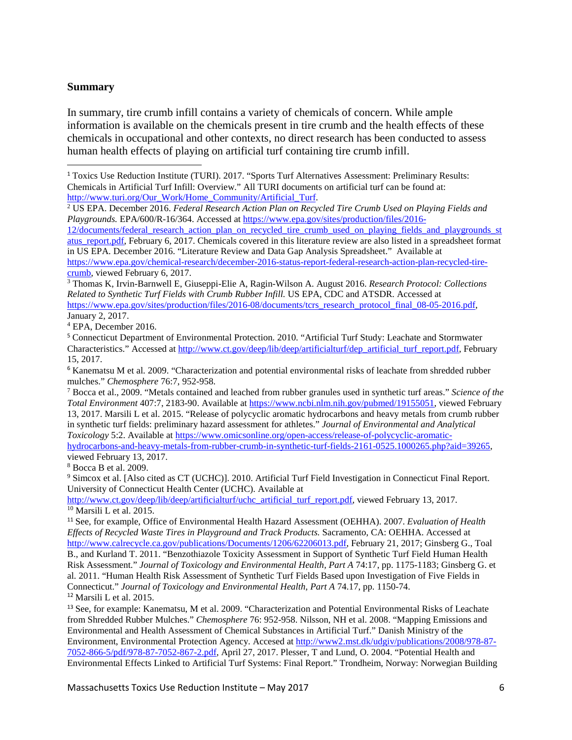## Summary

In summary, tire crumb infill contains a variety of chemicals of concern. While ample information is available on the chemicals present in tire crumb and the health effects of these chemicals in occupational and other contexts, no direct research has been conducted to assess human health effects of playing on artificial turf containing tire crumb infill.

---

[1] Toxics Use Reduction Institute (TURI). 2017. "Sports Turf Alternatives Assessment: Preliminary Results: Chemicals in Artificial Turf Infill: Overview." All TURI documents on artificial turf can be found at: http://www.turi.org/Our_Work/Home_Community/Artificial_Turf.

[2] US EPA. December 2016. *Federal Research Action Plan on Recycled Tire Crumb Used on Playing Fields and Playgrounds.* EPA/600/R-16/364. Accessed at https://www.epa.gov/sites/production/files/2016-12/documents/federal_research_action_plan_on_recycled_tire_crumb_used_on_playing_fields_and_playgrounds_status_report.pdf, February 6, 2017. Chemicals covered in this literature review are also listed in a spreadsheet format in US EPA. December 2016. "Literature Review and Data Gap Analysis Spreadsheet." Available at https://www.epa.gov/chemical-research/december-2016-status-report-federal-research-action-plan-recycled-tire-crumb, viewed February 6, 2017.

[3] Thomas K, Irvin-Barnwell E, Giuseppi-Elie A, Ragin-Wilson A. August 2016. *Research Protocol: Collections Related to Synthetic Turf Fields with Crumb Rubber Infill.* US EPA, CDC and ATSDR. Accessed at https://www.epa.gov/sites/production/files/2016-08/documents/tcrs_research_protocol_final_08-05-2016.pdf, January 2, 2017.

[4] EPA, December 2016.

[5] Connecticut Department of Environmental Protection. 2010. "Artificial Turf Study: Leachate and Stormwater Characteristics." Accessed at http://www.ct.gov/deep/lib/deep/artificialturf/dep_artificial_turf_report.pdf, February 15, 2017.

[6] Kanematsu M et al. 2009. "Characterization and potential environmental risks of leachate from shredded rubber mulches." *Chemosphere* 76:7, 952-958.

[7] Bocca et al., 2009. "Metals contained and leached from rubber granules used in synthetic turf areas." *Science of the Total Environment* 407:7, 2183-90. Available at https://www.ncbi.nlm.nih.gov/pubmed/19155051, viewed February 13, 2017. Marsili L et al. 2015. "Release of polycyclic aromatic hydrocarbons and heavy metals from crumb rubber in synthetic turf fields: preliminary hazard assessment for athletes." *Journal of Environmental and Analytical Toxicology* 5:2. Available at https://www.omicsonline.org/open-access/release-of-polycyclic-aromatic-hydrocarbons-and-heavy-metals-from-rubber-crumb-in-synthetic-turf-fields-2161-0525.1000265.php?aid=39265, viewed February 13, 2017.

[8] Bocca B et al. 2009.

[9] Simcox et al. [Also cited as CT (UCHC)]. 2010. Artificial Turf Field Investigation in Connecticut Final Report. University of Connecticut Health Center (UCHC). Available at http://www.ct.gov/deep/lib/deep/artificialturf/uchc_artificial_turf_report.pdf, viewed February 13, 2017.

[10] Marsili L et al. 2015.

[11] See, for example, Office of Environmental Health Hazard Assessment (OEHHA). 2007. *Evaluation of Health Effects of Recycled Waste Tires in Playground and Track Products.* Sacramento, CA: OEHHA. Accessed at http://www.calrecycle.ca.gov/publications/Documents/1206/62206013.pdf, February 21, 2017; Ginsberg G., Toal B., and Kurland T. 2011. "Benzothiazole Toxicity Assessment in Support of Synthetic Turf Field Human Health Risk Assessment." *Journal of Toxicology and Environmental Health, Part A* 74:17, pp. 1175-1183; Ginsberg G. et al. 2011. "Human Health Risk Assessment of Synthetic Turf Fields Based upon Investigation of Five Fields in Connecticut." *Journal of Toxicology and Environmental Health, Part A* 74.17, pp. 1150-74.

[12] Marsili L et al. 2015.

[13] See, for example: Kanematsu, M et al. 2009. "Characterization and Potential Environmental Risks of Leachate from Shredded Rubber Mulches." *Chemosphere* 76: 952-958. Nilsson, NH et al. 2008. "Mapping Emissions and Environmental and Health Assessment of Chemical Substances in Artificial Turf." Danish Ministry of the Environment, Environmental Protection Agency. Accesed at http://www2.mst.dk/udgiv/publications/2008/978-87-7052-866-5/pdf/978-87-7052-867-2.pdf, April 27, 2017. Plesser, T and Lund, O. 2004. "Potential Health and Environmental Effects Linked to Artificial Turf Systems: Final Report." Trondheim, Norway: Norwegian Building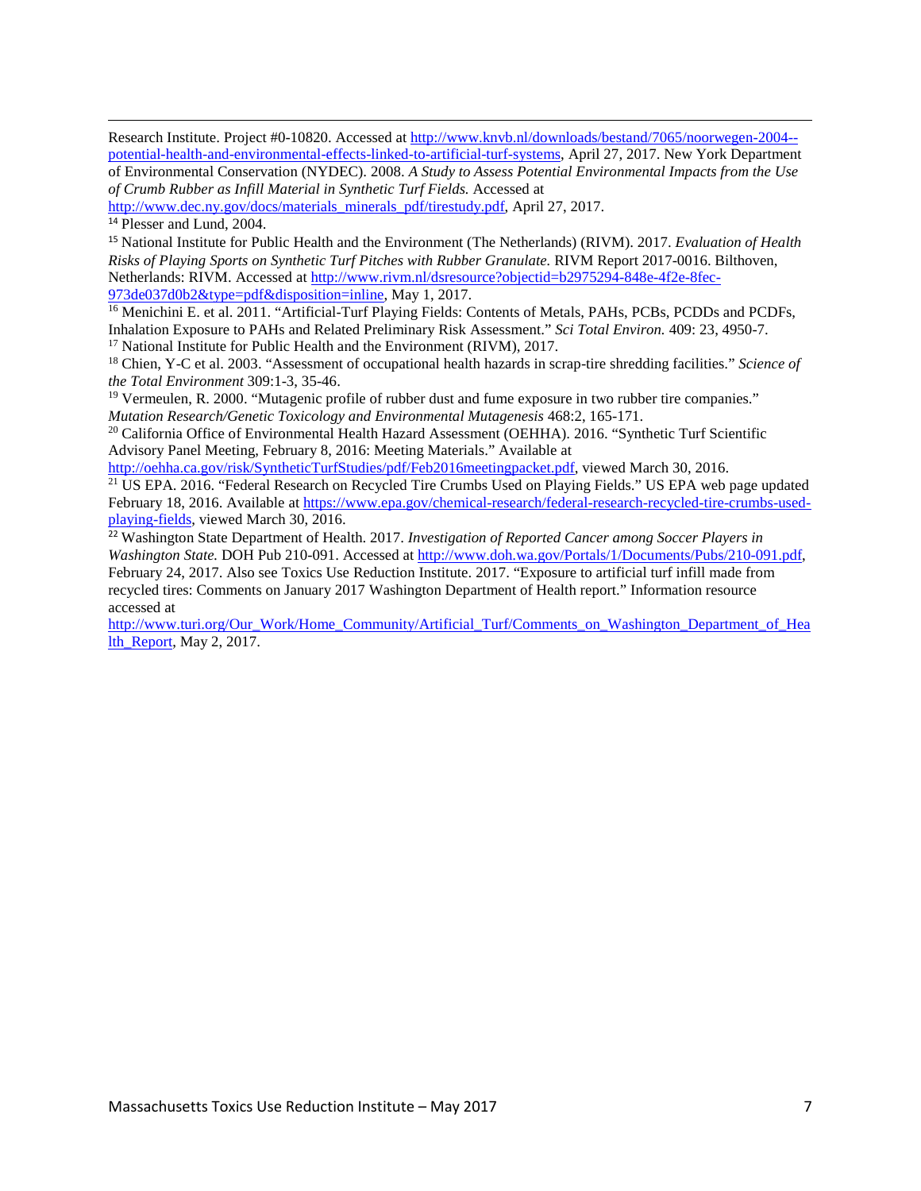Research Institute. Project #0-10820. Accessed at http://www.knvb.nl/downloads/bestand/7065/noorwegen-2004--potential-health-and-environmental-effects-linked-to-artificial-turf-systems, April 27, 2017. New York Department of Environmental Conservation (NYDEC). 2008. *A Study to Assess Potential Environmental Impacts from the Use of Crumb Rubber as Infill Material in Synthetic Turf Fields.* Accessed at http://www.dec.ny.gov/docs/materials_minerals_pdf/tirestudy.pdf, April 27, 2017.

[14] Plesser and Lund, 2004.

[15] National Institute for Public Health and the Environment (The Netherlands) (RIVM). 2017. *Evaluation of Health Risks of Playing Sports on Synthetic Turf Pitches with Rubber Granulate.* RIVM Report 2017-0016. Bilthoven, Netherlands: RIVM. Accessed at http://www.rivm.nl/dsresource?objectid=b2975294-848e-4f2e-8fec-973de037d0b2&type=pdf&disposition=inline, May 1, 2017.

[16] Menichini E. et al. 2011. "Artificial-Turf Playing Fields: Contents of Metals, PAHs, PCBs, PCDDs and PCDFs, Inhalation Exposure to PAHs and Related Preliminary Risk Assessment." *Sci Total Environ.* 409: 23, 4950-7.

[17] National Institute for Public Health and the Environment (RIVM), 2017.

[18] Chien, Y-C et al. 2003. "Assessment of occupational health hazards in scrap-tire shredding facilities." *Science of the Total Environment* 309:1-3, 35-46.

[19] Vermeulen, R. 2000. "Mutagenic profile of rubber dust and fume exposure in two rubber tire companies." *Mutation Research/Genetic Toxicology and Environmental Mutagenesis* 468:2, 165-171.

[20] California Office of Environmental Health Hazard Assessment (OEHHA). 2016. "Synthetic Turf Scientific Advisory Panel Meeting, February 8, 2016: Meeting Materials." Available at http://oehha.ca.gov/risk/SyntheticTurfStudies/pdf/Feb2016meetingpacket.pdf, viewed March 30, 2016.

[21] US EPA. 2016. "Federal Research on Recycled Tire Crumbs Used on Playing Fields." US EPA web page updated February 18, 2016. Available at https://www.epa.gov/chemical-research/federal-research-recycled-tire-crumbs-used-playing-fields, viewed March 30, 2016.

[22] Washington State Department of Health. 2017. *Investigation of Reported Cancer among Soccer Players in Washington State.* DOH Pub 210-091. Accessed at http://www.doh.wa.gov/Portals/1/Documents/Pubs/210-091.pdf, February 24, 2017. Also see Toxics Use Reduction Institute. 2017. "Exposure to artificial turf infill made from recycled tires: Comments on January 2017 Washington Department of Health report." Information resource accessed at http://www.turi.org/Our_Work/Home_Community/Artificial_Turf/Comments_on_Washington_Department_of_Health_Report, May 2, 2017.